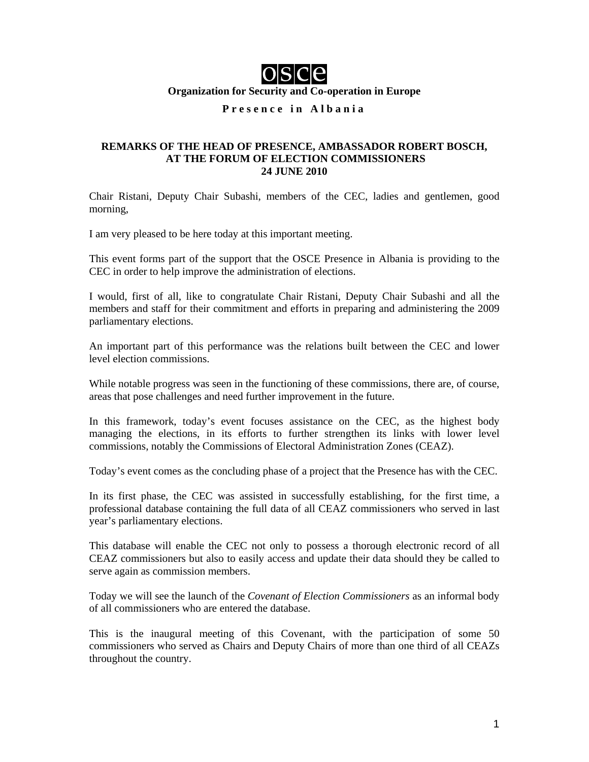**osce**

**Organization for Security and Co-operation in Europe**

**P r e s e n c e i n A l b a n i a**

# REMARKS OF THE HEAD OF PRESENCE, AMBASSADOR ROBERT BOSCH, AT THE FORUM OF ELECTION COMMISSIONERS 24 JUNE 2010

Chair Ristani, Deputy Chair Subashi, members of the CEC, ladies and gentlemen, good morning,

I am very pleased to be here today at this important meeting.

This event forms part of the support that the OSCE Presence in Albania is providing to the CEC in order to help improve the administration of elections.

I would, first of all, like to congratulate Chair Ristani, Deputy Chair Subashi and all the members and staff for their commitment and efforts in preparing and administering the 2009 parliamentary elections.

An important part of this performance was the relations built between the CEC and lower level election commissions.

While notable progress was seen in the functioning of these commissions, there are, of course, areas that pose challenges and need further improvement in the future.

In this framework, today's event focuses assistance on the CEC, as the highest body managing the elections, in its efforts to further strengthen its links with lower level commissions, notably the Commissions of Electoral Administration Zones (CEAZ).

Today's event comes as the concluding phase of a project that the Presence has with the CEC.

In its first phase, the CEC was assisted in successfully establishing, for the first time, a professional database containing the full data of all CEAZ commissioners who served in last year's parliamentary elections.

This database will enable the CEC not only to possess a thorough electronic record of all CEAZ commissioners but also to easily access and update their data should they be called to serve again as commission members.

Today we will see the launch of the *Covenant of Election Commissioners* as an informal body of all commissioners who are entered the database.

This is the inaugural meeting of this Covenant, with the participation of some 50 commissioners who served as Chairs and Deputy Chairs of more than one third of all CEAZs throughout the country.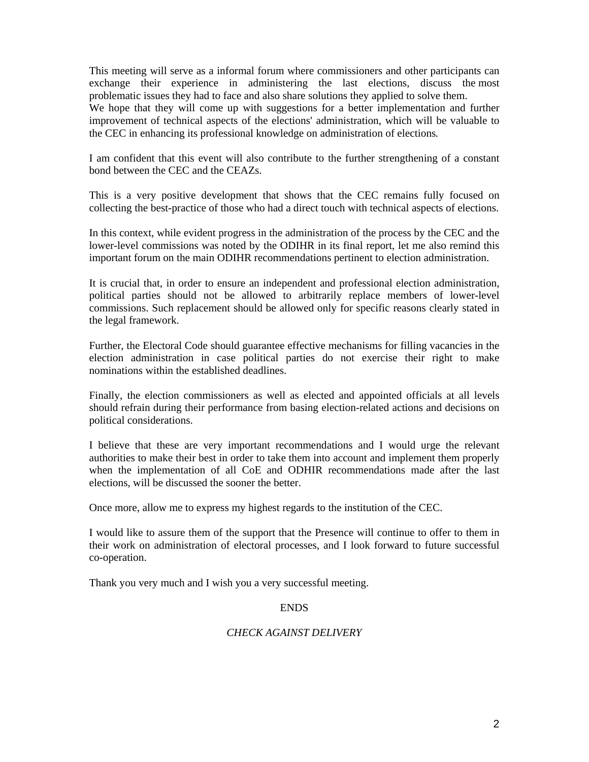This meeting will serve as a informal forum where commissioners and other participants can exchange their experience in administering the last elections, discuss the most problematic issues they had to face and also share solutions they applied to solve them.
We hope that they will come up with suggestions for a better implementation and further improvement of technical aspects of the elections' administration, which will be valuable to the CEC in enhancing its professional knowledge on administration of elections.

I am confident that this event will also contribute to the further strengthening of a constant bond between the CEC and the CEAZs.

This is a very positive development that shows that the CEC remains fully focused on collecting the best-practice of those who had a direct touch with technical aspects of elections.

In this context, while evident progress in the administration of the process by the CEC and the lower-level commissions was noted by the ODIHR in its final report, let me also remind this important forum on the main ODIHR recommendations pertinent to election administration.

It is crucial that, in order to ensure an independent and professional election administration, political parties should not be allowed to arbitrarily replace members of lower-level commissions. Such replacement should be allowed only for specific reasons clearly stated in the legal framework.

Further, the Electoral Code should guarantee effective mechanisms for filling vacancies in the election administration in case political parties do not exercise their right to make nominations within the established deadlines.

Finally, the election commissioners as well as elected and appointed officials at all levels should refrain during their performance from basing election-related actions and decisions on political considerations.

I believe that these are very important recommendations and I would urge the relevant authorities to make their best in order to take them into account and implement them properly when the implementation of all CoE and ODHIR recommendations made after the last elections, will be discussed the sooner the better.

Once more, allow me to express my highest regards to the institution of the CEC.

I would like to assure them of the support that the Presence will continue to offer to them in their work on administration of electoral processes, and I look forward to future successful co-operation.

Thank you very much and I wish you a very successful meeting.

ENDS

*CHECK AGAINST DELIVERY*